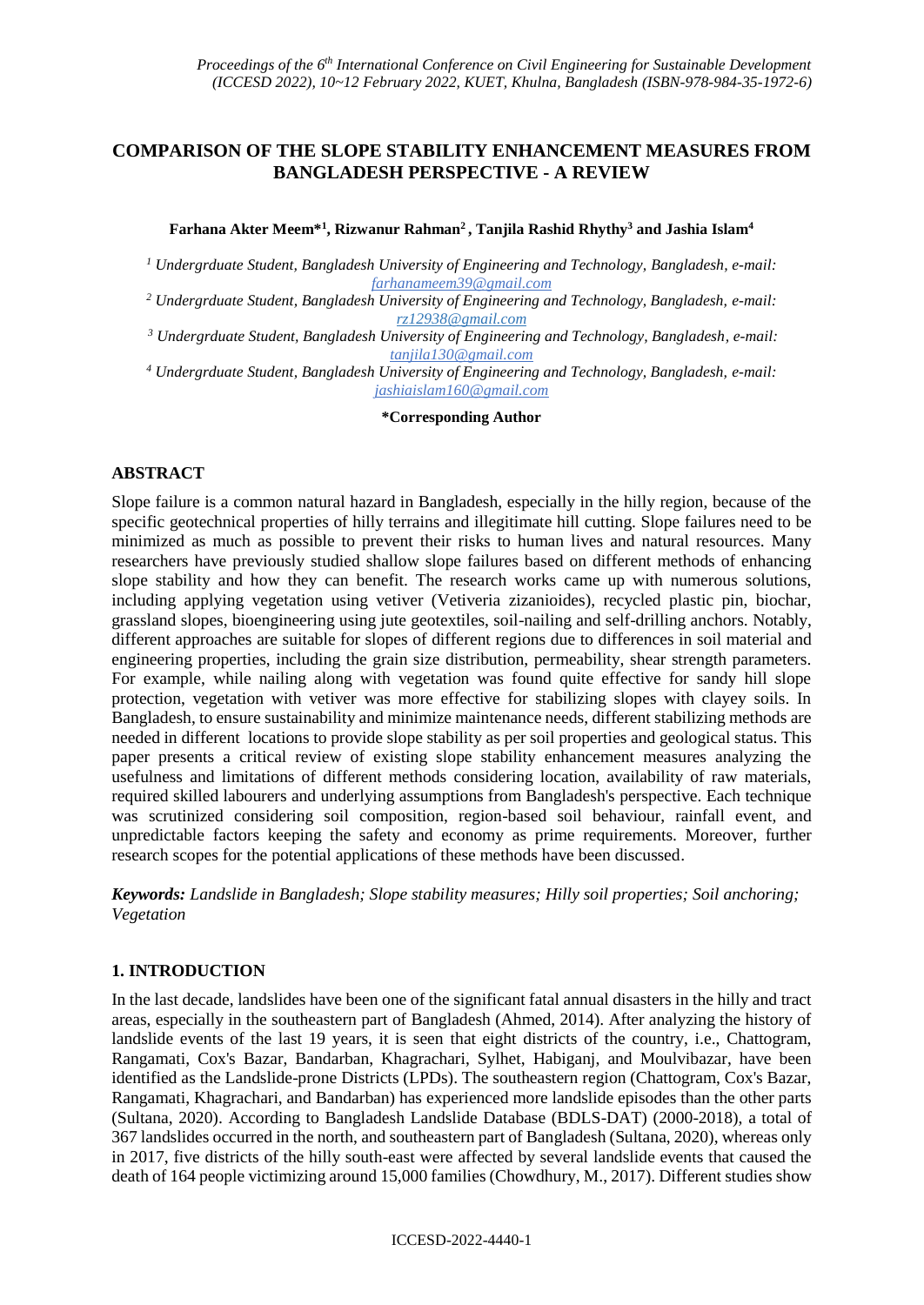# COMPARISON OF THE SLOPE STABILITY ENHANCEMENT MEASURES FROM BANGLADESH PERSPECTIVE - A REVIEW

**Farhana Akter Meem*[1], Rizwanur Rahman[2] , Tanjila Rashid Rhythy[3] and Jashia Islam[4]**

*[1] Undergrduate Student, Bangladesh University of Engineering and Technology, Bangladesh, e-mail: farhanameem39@gmail.com*

*[2] Undergrduate Student, Bangladesh University of Engineering and Technology, Bangladesh, e-mail: rz12938@gmail.com*

*[3] Undergrduate Student, Bangladesh University of Engineering and Technology, Bangladesh, e-mail: tanjila130@gmail.com*

*[4] Undergrduate Student, Bangladesh University of Engineering and Technology, Bangladesh, e-mail: jashiaislam160@gmail.com*

**\*Corresponding Author**

## ABSTRACT

Slope failure is a common natural hazard in Bangladesh, especially in the hilly region, because of the specific geotechnical properties of hilly terrains and illegitimate hill cutting. Slope failures need to be minimized as much as possible to prevent their risks to human lives and natural resources. Many researchers have previously studied shallow slope failures based on different methods of enhancing slope stability and how they can benefit. The research works came up with numerous solutions, including applying vegetation using vetiver (Vetiveria zizanioides), recycled plastic pin, biochar, grassland slopes, bioengineering using jute geotextiles, soil-nailing and self-drilling anchors. Notably, different approaches are suitable for slopes of different regions due to differences in soil material and engineering properties, including the grain size distribution, permeability, shear strength parameters. For example, while nailing along with vegetation was found quite effective for sandy hill slope protection, vegetation with vetiver was more effective for stabilizing slopes with clayey soils. In Bangladesh, to ensure sustainability and minimize maintenance needs, different stabilizing methods are needed in different locations to provide slope stability as per soil properties and geological status. This paper presents a critical review of existing slope stability enhancement measures analyzing the usefulness and limitations of different methods considering location, availability of raw materials, required skilled labourers and underlying assumptions from Bangladesh's perspective. Each technique was scrutinized considering soil composition, region-based soil behaviour, rainfall event, and unpredictable factors keeping the safety and economy as prime requirements. Moreover, further research scopes for the potential applications of these methods have been discussed.

***Keywords:*** *Landslide in Bangladesh; Slope stability measures; Hilly soil properties; Soil anchoring; Vegetation*

## 1. INTRODUCTION

In the last decade, landslides have been one of the significant fatal annual disasters in the hilly and tract areas, especially in the southeastern part of Bangladesh (Ahmed, 2014). After analyzing the history of landslide events of the last 19 years, it is seen that eight districts of the country, i.e., Chattogram, Rangamati, Cox's Bazar, Bandarban, Khagrachari, Sylhet, Habiganj, and Moulvibazar, have been identified as the Landslide-prone Districts (LPDs). The southeastern region (Chattogram, Cox's Bazar, Rangamati, Khagrachari, and Bandarban) has experienced more landslide episodes than the other parts (Sultana, 2020). According to Bangladesh Landslide Database (BDLS-DAT) (2000-2018), a total of 367 landslides occurred in the north, and southeastern part of Bangladesh (Sultana, 2020), whereas only in 2017, five districts of the hilly south-east were affected by several landslide events that caused the death of 164 people victimizing around 15,000 families (Chowdhury, M., 2017). Different studies show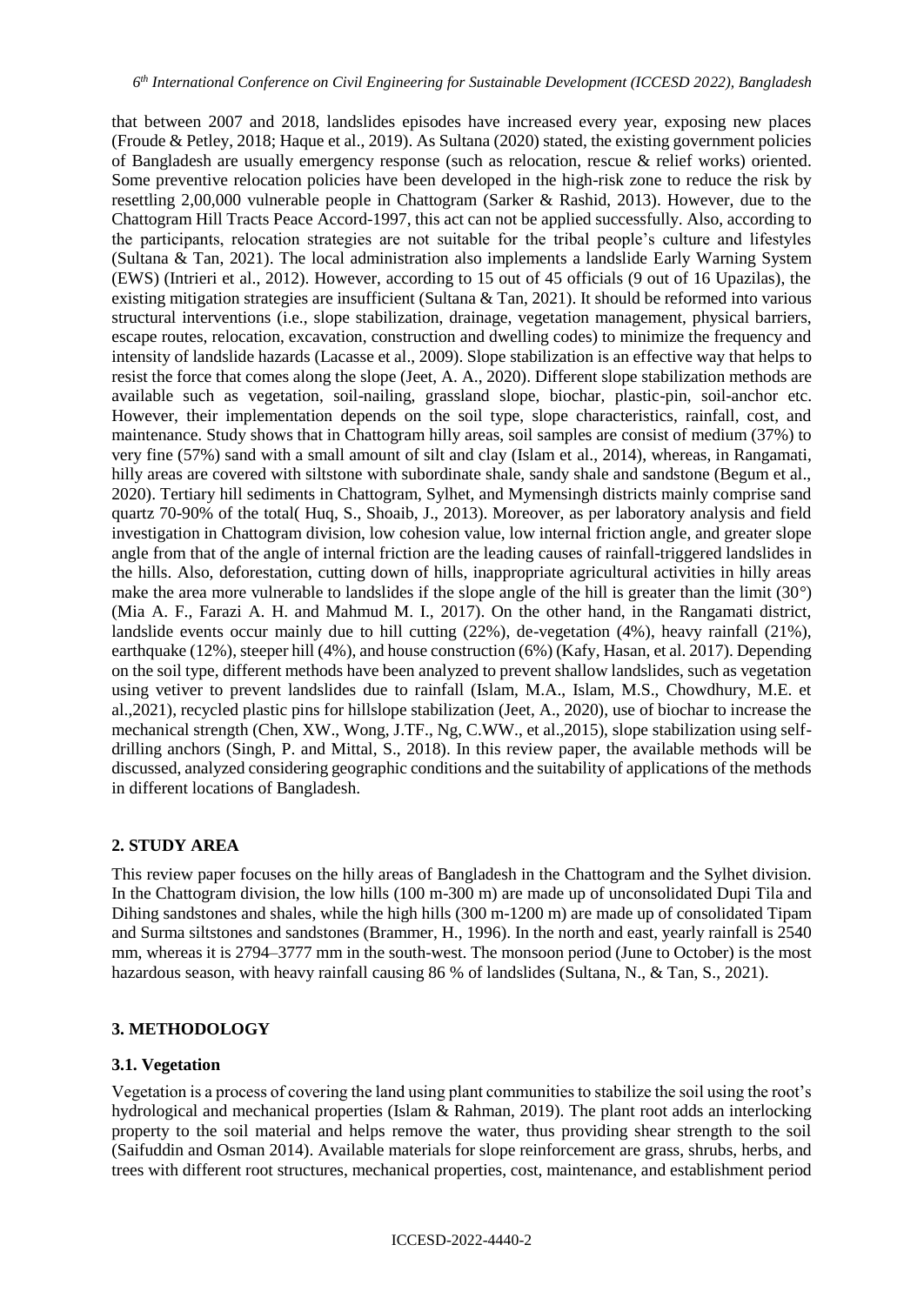that between 2007 and 2018, landslides episodes have increased every year, exposing new places (Froude & Petley, 2018; Haque et al., 2019). As Sultana (2020) stated, the existing government policies of Bangladesh are usually emergency response (such as relocation, rescue & relief works) oriented. Some preventive relocation policies have been developed in the high-risk zone to reduce the risk by resettling 2,00,000 vulnerable people in Chattogram (Sarker & Rashid, 2013). However, due to the Chattogram Hill Tracts Peace Accord-1997, this act can not be applied successfully. Also, according to the participants, relocation strategies are not suitable for the tribal people's culture and lifestyles (Sultana & Tan, 2021). The local administration also implements a landslide Early Warning System (EWS) (Intrieri et al., 2012). However, according to 15 out of 45 officials (9 out of 16 Upazilas), the existing mitigation strategies are insufficient (Sultana & Tan, 2021). It should be reformed into various structural interventions (i.e., slope stabilization, drainage, vegetation management, physical barriers, escape routes, relocation, excavation, construction and dwelling codes) to minimize the frequency and intensity of landslide hazards (Lacasse et al., 2009). Slope stabilization is an effective way that helps to resist the force that comes along the slope (Jeet, A. A., 2020). Different slope stabilization methods are available such as vegetation, soil-nailing, grassland slope, biochar, plastic-pin, soil-anchor etc. However, their implementation depends on the soil type, slope characteristics, rainfall, cost, and maintenance. Study shows that in Chattogram hilly areas, soil samples are consist of medium (37%) to very fine (57%) sand with a small amount of silt and clay (Islam et al., 2014), whereas, in Rangamati, hilly areas are covered with siltstone with subordinate shale, sandy shale and sandstone (Begum et al., 2020). Tertiary hill sediments in Chattogram, Sylhet, and Mymensingh districts mainly comprise sand quartz 70-90% of the total( Huq, S., Shoaib, J., 2013). Moreover, as per laboratory analysis and field investigation in Chattogram division, low cohesion value, low internal friction angle, and greater slope angle from that of the angle of internal friction are the leading causes of rainfall-triggered landslides in the hills. Also, deforestation, cutting down of hills, inappropriate agricultural activities in hilly areas make the area more vulnerable to landslides if the slope angle of the hill is greater than the limit (30°) (Mia A. F., Farazi A. H. and Mahmud M. I., 2017). On the other hand, in the Rangamati district, landslide events occur mainly due to hill cutting (22%), de-vegetation (4%), heavy rainfall (21%), earthquake (12%), steeper hill (4%), and house construction (6%) (Kafy, Hasan, et al. 2017). Depending on the soil type, different methods have been analyzed to prevent shallow landslides, such as vegetation using vetiver to prevent landslides due to rainfall (Islam, M.A., Islam, M.S., Chowdhury, M.E. et al.,2021), recycled plastic pins for hillslope stabilization (Jeet, A., 2020), use of biochar to increase the mechanical strength (Chen, XW., Wong, J.TF., Ng, C.WW., et al.,2015), slope stabilization using self-drilling anchors (Singh, P. and Mittal, S., 2018). In this review paper, the available methods will be discussed, analyzed considering geographic conditions and the suitability of applications of the methods in different locations of Bangladesh.

## 2. STUDY AREA

This review paper focuses on the hilly areas of Bangladesh in the Chattogram and the Sylhet division. In the Chattogram division, the low hills (100 m-300 m) are made up of unconsolidated Dupi Tila and Dihing sandstones and shales, while the high hills (300 m-1200 m) are made up of consolidated Tipam and Surma siltstones and sandstones (Brammer, H., 1996). In the north and east, yearly rainfall is 2540 mm, whereas it is 2794–3777 mm in the south-west. The monsoon period (June to October) is the most hazardous season, with heavy rainfall causing 86 % of landslides (Sultana, N., & Tan, S., 2021).

## 3. METHODOLOGY

### 3.1. Vegetation

Vegetation is a process of covering the land using plant communities to stabilize the soil using the root's hydrological and mechanical properties (Islam & Rahman, 2019). The plant root adds an interlocking property to the soil material and helps remove the water, thus providing shear strength to the soil (Saifuddin and Osman 2014). Available materials for slope reinforcement are grass, shrubs, herbs, and trees with different root structures, mechanical properties, cost, maintenance, and establishment period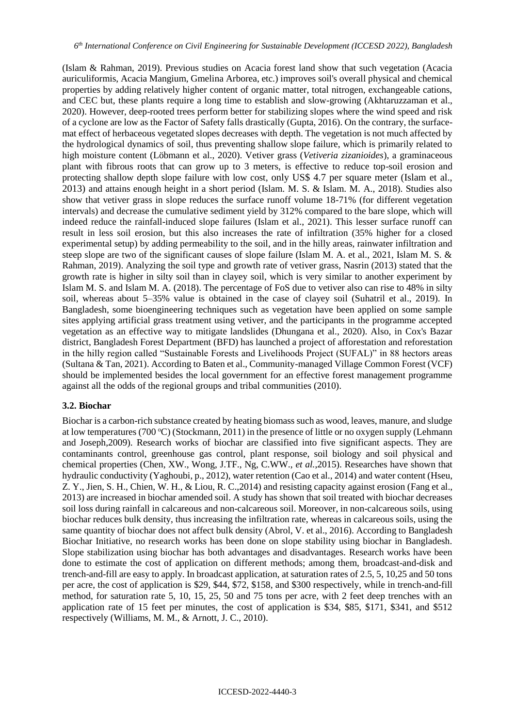(Islam & Rahman, 2019). Previous studies on Acacia forest land show that such vegetation (Acacia auriculiformis, Acacia Mangium, Gmelina Arborea, etc.) improves soil's overall physical and chemical properties by adding relatively higher content of organic matter, total nitrogen, exchangeable cations, and CEC but, these plants require a long time to establish and slow-growing (Akhtaruzzaman et al., 2020). However, deep-rooted trees perform better for stabilizing slopes where the wind speed and risk of a cyclone are low as the Factor of Safety falls drastically (Gupta, 2016). On the contrary, the surface-mat effect of herbaceous vegetated slopes decreases with depth. The vegetation is not much affected by the hydrological dynamics of soil, thus preventing shallow slope failure, which is primarily related to high moisture content (Löbmann et al., 2020). Vetiver grass (*Vetiveria zizanioides*), a graminaceous plant with fibrous roots that can grow up to 3 meters, is effective to reduce top-soil erosion and protecting shallow depth slope failure with low cost, only US$ 4.7 per square meter (Islam et al., 2013) and attains enough height in a short period (Islam. M. S. & Islam. M. A., 2018). Studies also show that vetiver grass in slope reduces the surface runoff volume 18-71% (for different vegetation intervals) and decrease the cumulative sediment yield by 312% compared to the bare slope, which will indeed reduce the rainfall-induced slope failures (Islam et al., 2021). This lesser surface runoff can result in less soil erosion, but this also increases the rate of infiltration (35% higher for a closed experimental setup) by adding permeability to the soil, and in the hilly areas, rainwater infiltration and steep slope are two of the significant causes of slope failure (Islam M. A. et al., 2021, Islam M. S. & Rahman, 2019). Analyzing the soil type and growth rate of vetiver grass, Nasrin (2013) stated that the growth rate is higher in silty soil than in clayey soil, which is very similar to another experiment by Islam M. S. and Islam M. A. (2018). The percentage of FoS due to vetiver also can rise to 48% in silty soil, whereas about 5–35% value is obtained in the case of clayey soil (Suhatril et al., 2019). In Bangladesh, some bioengineering techniques such as vegetation have been applied on some sample sites applying artificial grass treatment using vetiver, and the participants in the programme accepted vegetation as an effective way to mitigate landslides (Dhungana et al., 2020). Also, in Cox's Bazar district, Bangladesh Forest Department (BFD) has launched a project of afforestation and reforestation in the hilly region called "Sustainable Forests and Livelihoods Project (SUFAL)" in 88 hectors areas (Sultana & Tan, 2021). According to Baten et al., Community-managed Village Common Forest (VCF) should be implemented besides the local government for an effective forest management programme against all the odds of the regional groups and tribal communities (2010).

### 3.2. Biochar

Biochar is a carbon-rich substance created by heating biomass such as wood, leaves, manure, and sludge at low temperatures (700 $^{o}$C) (Stockmann, 2011) in the presence of little or no oxygen supply (Lehmann and Joseph,2009). Research works of biochar are classified into five significant aspects. They are contaminants control, greenhouse gas control, plant response, soil biology and soil physical and chemical properties (Chen, XW., Wong, J.TF., Ng, C.WW., *et al.*,2015). Researches have shown that hydraulic conductivity (Yaghoubi, p., 2012), water retention (Cao et al., 2014) and water content (Hseu, Z. Y., Jien, S. H., Chien, W. H., & Liou, R. C.,2014) and resisting capacity against erosion (Fang et al., 2013) are increased in biochar amended soil. A study has shown that soil treated with biochar decreases soil loss during rainfall in calcareous and non-calcareous soil. Moreover, in non-calcareous soils, using biochar reduces bulk density, thus increasing the infiltration rate, whereas in calcareous soils, using the same quantity of biochar does not affect bulk density (Abrol, V. et al., 2016). According to Bangladesh Biochar Initiative, no research works has been done on slope stability using biochar in Bangladesh. Slope stabilization using biochar has both advantages and disadvantages. Research works have been done to estimate the cost of application on different methods; among them, broadcast-and-disk and trench-and-fill are easy to apply. In broadcast application, at saturation rates of 2.5, 5, 10,25 and 50 tons per acre, the cost of application is $29, $44, $72, $158, and $300 respectively, while in trench-and-fill method, for saturation rate 5, 10, 15, 25, 50 and 75 tons per acre, with 2 feet deep trenches with an application rate of 15 feet per minutes, the cost of application is $34, $85, $171, $341, and $512 respectively (Williams, M. M., & Arnott, J. C., 2010).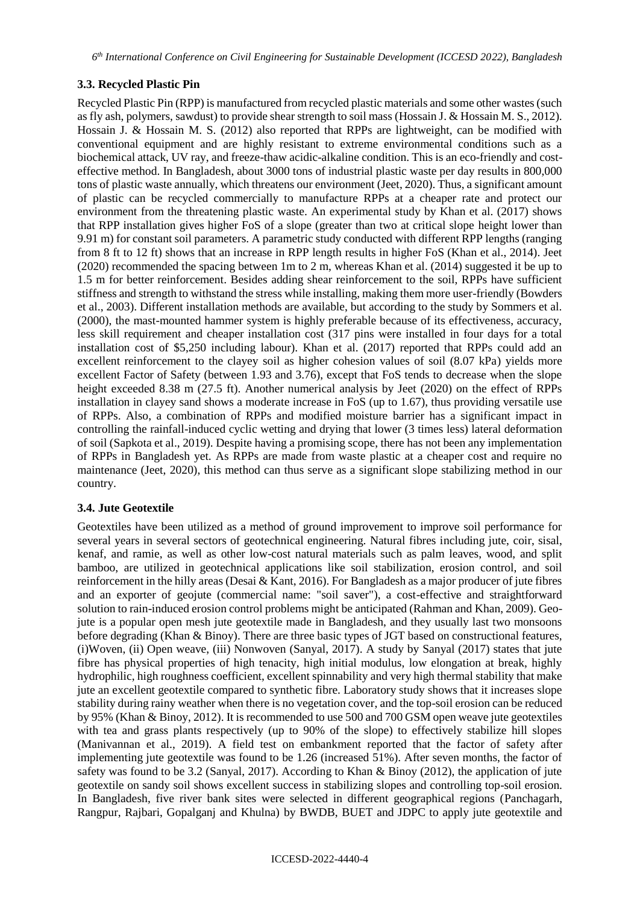### 3.3. Recycled Plastic Pin

Recycled Plastic Pin (RPP) is manufactured from recycled plastic materials and some other wastes (such as fly ash, polymers, sawdust) to provide shear strength to soil mass (Hossain J. & Hossain M. S., 2012). Hossain J. & Hossain M. S. (2012) also reported that RPPs are lightweight, can be modified with conventional equipment and are highly resistant to extreme environmental conditions such as a biochemical attack, UV ray, and freeze-thaw acidic-alkaline condition. This is an eco-friendly and cost-effective method. In Bangladesh, about 3000 tons of industrial plastic waste per day results in 800,000 tons of plastic waste annually, which threatens our environment (Jeet, 2020). Thus, a significant amount of plastic can be recycled commercially to manufacture RPPs at a cheaper rate and protect our environment from the threatening plastic waste. An experimental study by Khan et al. (2017) shows that RPP installation gives higher FoS of a slope (greater than two at critical slope height lower than 9.91 m) for constant soil parameters. A parametric study conducted with different RPP lengths (ranging from 8 ft to 12 ft) shows that an increase in RPP length results in higher FoS (Khan et al., 2014). Jeet (2020) recommended the spacing between 1m to 2 m, whereas Khan et al. (2014) suggested it be up to 1.5 m for better reinforcement. Besides adding shear reinforcement to the soil, RPPs have sufficient stiffness and strength to withstand the stress while installing, making them more user-friendly (Bowders et al., 2003). Different installation methods are available, but according to the study by Sommers et al. (2000), the mast-mounted hammer system is highly preferable because of its effectiveness, accuracy, less skill requirement and cheaper installation cost (317 pins were installed in four days for a total installation cost of \$5,250 including labour). Khan et al. (2017) reported that RPPs could add an excellent reinforcement to the clayey soil as higher cohesion values of soil (8.07 kPa) yields more excellent Factor of Safety (between 1.93 and 3.76), except that FoS tends to decrease when the slope height exceeded 8.38 m (27.5 ft). Another numerical analysis by Jeet (2020) on the effect of RPPs installation in clayey sand shows a moderate increase in FoS (up to 1.67), thus providing versatile use of RPPs. Also, a combination of RPPs and modified moisture barrier has a significant impact in controlling the rainfall-induced cyclic wetting and drying that lower (3 times less) lateral deformation of soil (Sapkota et al., 2019). Despite having a promising scope, there has not been any implementation of RPPs in Bangladesh yet. As RPPs are made from waste plastic at a cheaper cost and require no maintenance (Jeet, 2020), this method can thus serve as a significant slope stabilizing method in our country.

### 3.4. Jute Geotextile

Geotextiles have been utilized as a method of ground improvement to improve soil performance for several years in several sectors of geotechnical engineering. Natural fibres including jute, coir, sisal, kenaf, and ramie, as well as other low-cost natural materials such as palm leaves, wood, and split bamboo, are utilized in geotechnical applications like soil stabilization, erosion control, and soil reinforcement in the hilly areas (Desai & Kant, 2016). For Bangladesh as a major producer of jute fibres and an exporter of geojute (commercial name: "soil saver"), a cost-effective and straightforward solution to rain-induced erosion control problems might be anticipated (Rahman and Khan, 2009). Geo-jute is a popular open mesh jute geotextile made in Bangladesh, and they usually last two monsoons before degrading (Khan & Binoy). There are three basic types of JGT based on constructional features, (i)Woven, (ii) Open weave, (iii) Nonwoven (Sanyal, 2017). A study by Sanyal (2017) states that jute fibre has physical properties of high tenacity, high initial modulus, low elongation at break, highly hydrophilic, high roughness coefficient, excellent spinnability and very high thermal stability that make jute an excellent geotextile compared to synthetic fibre. Laboratory study shows that it increases slope stability during rainy weather when there is no vegetation cover, and the top-soil erosion can be reduced by 95% (Khan & Binoy, 2012). It is recommended to use 500 and 700 GSM open weave jute geotextiles with tea and grass plants respectively (up to 90% of the slope) to effectively stabilize hill slopes (Manivannan et al., 2019). A field test on embankment reported that the factor of safety after implementing jute geotextile was found to be 1.26 (increased 51%). After seven months, the factor of safety was found to be 3.2 (Sanyal, 2017). According to Khan & Binoy (2012), the application of jute geotextile on sandy soil shows excellent success in stabilizing slopes and controlling top-soil erosion. In Bangladesh, five river bank sites were selected in different geographical regions (Panchagarh, Rangpur, Rajbari, Gopalganj and Khulna) by BWDB, BUET and JDPC to apply jute geotextile and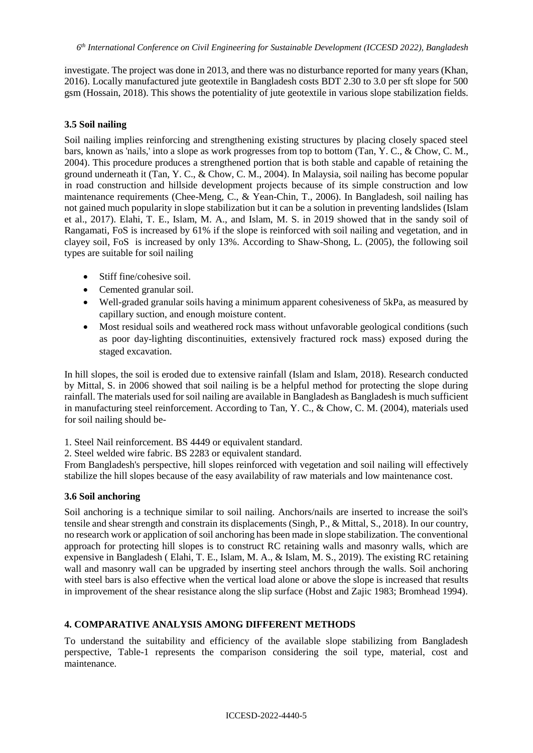investigate. The project was done in 2013, and there was no disturbance reported for many years (Khan, 2016). Locally manufactured jute geotextile in Bangladesh costs BDT 2.30 to 3.0 per sft slope for 500 gsm (Hossain, 2018). This shows the potentiality of jute geotextile in various slope stabilization fields.

### 3.5 Soil nailing

Soil nailing implies reinforcing and strengthening existing structures by placing closely spaced steel bars, known as 'nails,' into a slope as work progresses from top to bottom (Tan, Y. C., & Chow, C. M., 2004). This procedure produces a strengthened portion that is both stable and capable of retaining the ground underneath it (Tan, Y. C., & Chow, C. M., 2004). In Malaysia, soil nailing has become popular in road construction and hillside development projects because of its simple construction and low maintenance requirements (Chee-Meng, C., & Yean-Chin, T., 2006). In Bangladesh, soil nailing has not gained much popularity in slope stabilization but it can be a solution in preventing landslides (Islam et al., 2017). Elahi, T. E., Islam, M. A., and Islam, M. S. in 2019 showed that in the sandy soil of Rangamati, FoS is increased by 61% if the slope is reinforced with soil nailing and vegetation, and in clayey soil, FoS is increased by only 13%. According to Shaw-Shong, L. (2005), the following soil types are suitable for soil nailing

- Stiff fine/cohesive soil.
- Cemented granular soil.
- Well-graded granular soils having a minimum apparent cohesiveness of 5kPa, as measured by capillary suction, and enough moisture content.
- Most residual soils and weathered rock mass without unfavorable geological conditions (such as poor day-lighting discontinuities, extensively fractured rock mass) exposed during the staged excavation.

In hill slopes, the soil is eroded due to extensive rainfall (Islam and Islam, 2018). Research conducted by Mittal, S. in 2006 showed that soil nailing is be a helpful method for protecting the slope during rainfall. The materials used for soil nailing are available in Bangladesh as Bangladesh is much sufficient in manufacturing steel reinforcement. According to Tan, Y. C., & Chow, C. M. (2004), materials used for soil nailing should be-

1. Steel Nail reinforcement. BS 4449 or equivalent standard.
2. Steel welded wire fabric. BS 2283 or equivalent standard.

From Bangladesh's perspective, hill slopes reinforced with vegetation and soil nailing will effectively stabilize the hill slopes because of the easy availability of raw materials and low maintenance cost.

### 3.6 Soil anchoring

Soil anchoring is a technique similar to soil nailing. Anchors/nails are inserted to increase the soil's tensile and shear strength and constrain its displacements (Singh, P., & Mittal, S., 2018). In our country, no research work or application of soil anchoring has been made in slope stabilization. The conventional approach for protecting hill slopes is to construct RC retaining walls and masonry walls, which are expensive in Bangladesh ( Elahi, T. E., Islam, M. A., & Islam, M. S., 2019). The existing RC retaining wall and masonry wall can be upgraded by inserting steel anchors through the walls. Soil anchoring with steel bars is also effective when the vertical load alone or above the slope is increased that results in improvement of the shear resistance along the slip surface (Hobst and Zajic 1983; Bromhead 1994).

## 4. COMPARATIVE ANALYSIS AMONG DIFFERENT METHODS

To understand the suitability and efficiency of the available slope stabilizing from Bangladesh perspective, Table-1 represents the comparison considering the soil type, material, cost and maintenance.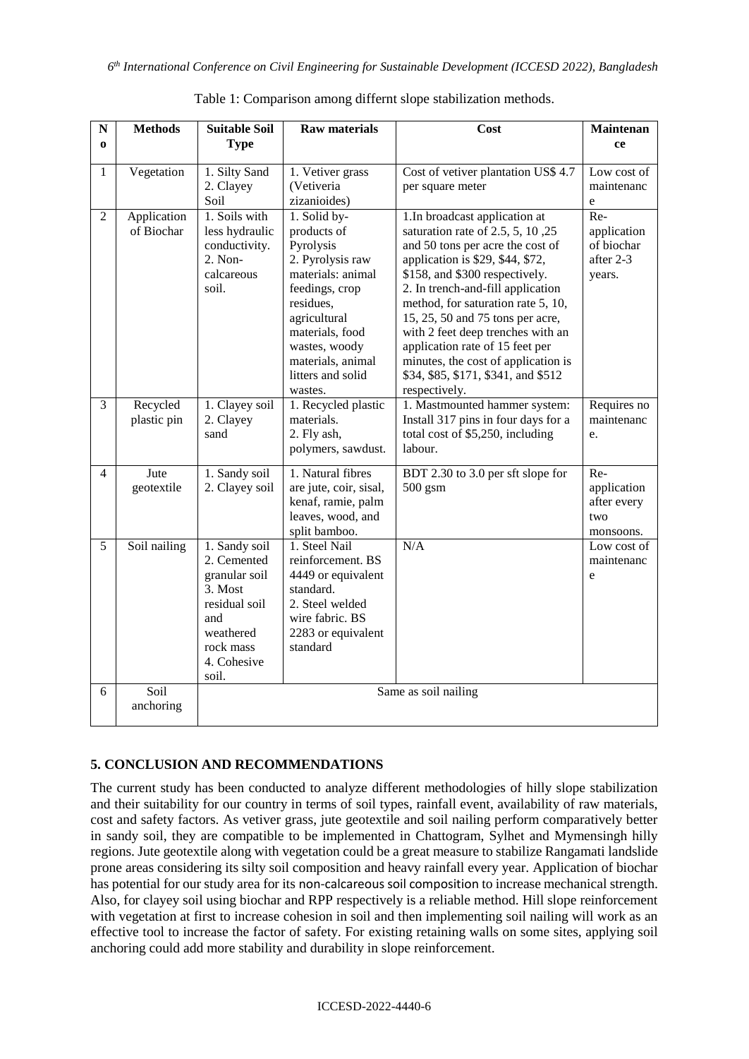Table 1: Comparison among differnt slope stabilization methods.

| No | Methods | Suitable Soil Type | Raw materials | Cost | Maintenance |
|---|---|---|---|---|---|
| 1 | Vegetation | 1. Silty Sand 2. Clayey Soil | 1. Vetiver grass (Vetiveria zizanioides) | Cost of vetiver plantation US$ 4.7 per square meter | Low cost of maintenance |
| 2 | Application of Biochar | 1. Soils with less hydraulic conductivity. 2. Non-calcareous soil. | 1. Solid by-products of Pyrolysis 2. Pyrolysis raw materials: animal feedings, crop residues, agricultural materials, food wastes, woody materials, animal litters and solid wastes. | 1.In broadcast application at saturation rate of 2.5, 5, 10 ,25 and 50 tons per acre the cost of application is $29, $44, $72, $158, and $300 respectively. 2. In trench-and-fill application method, for saturation rate 5, 10, 15, 25, 50 and 75 tons per acre, with 2 feet deep trenches with an application rate of 15 feet per minutes, the cost of application is $34, $85, $171, $341, and $512 respectively. | Re-application of biochar after 2-3 years. |
| 3 | Recycled plastic pin | 1. Clayey soil 2. Clayey sand | 1. Recycled plastic materials. 2. Fly ash, polymers, sawdust. | 1. Mastmounted hammer system: Install 317 pins in four days for a total cost of $5,250, including labour. | Requires no maintenance. |
| 4 | Jute geotextile | 1. Sandy soil 2. Clayey soil | 1. Natural fibres are jute, coir, sisal, kenaf, ramie, palm leaves, wood, and split bamboo. | BDT 2.30 to 3.0 per sft slope for 500 gsm | Re-application after every two monsoons. |
| 5 | Soil nailing | 1. Sandy soil 2. Cemented granular soil 3. Most residual soil and weathered rock mass 4. Cohesive soil. | 1. Steel Nail reinforcement. BS 4449 or equivalent standard. 2. Steel welded wire fabric. BS 2283 or equivalent standard | N/A | Low cost of maintenance |
| 6 | Soil anchoring | Same as soil nailing | | | |

## 5. CONCLUSION AND RECOMMENDATIONS

The current study has been conducted to analyze different methodologies of hilly slope stabilization and their suitability for our country in terms of soil types, rainfall event, availability of raw materials, cost and safety factors. As vetiver grass, jute geotextile and soil nailing perform comparatively better in sandy soil, they are compatible to be implemented in Chattogram, Sylhet and Mymensingh hilly regions. Jute geotextile along with vegetation could be a great measure to stabilize Rangamati landslide prone areas considering its silty soil composition and heavy rainfall every year. Application of biochar has potential for our study area for its non-calcareous soil composition to increase mechanical strength. Also, for clayey soil using biochar and RPP respectively is a reliable method. Hill slope reinforcement with vegetation at first to increase cohesion in soil and then implementing soil nailing will work as an effective tool to increase the factor of safety. For existing retaining walls on some sites, applying soil anchoring could add more stability and durability in slope reinforcement.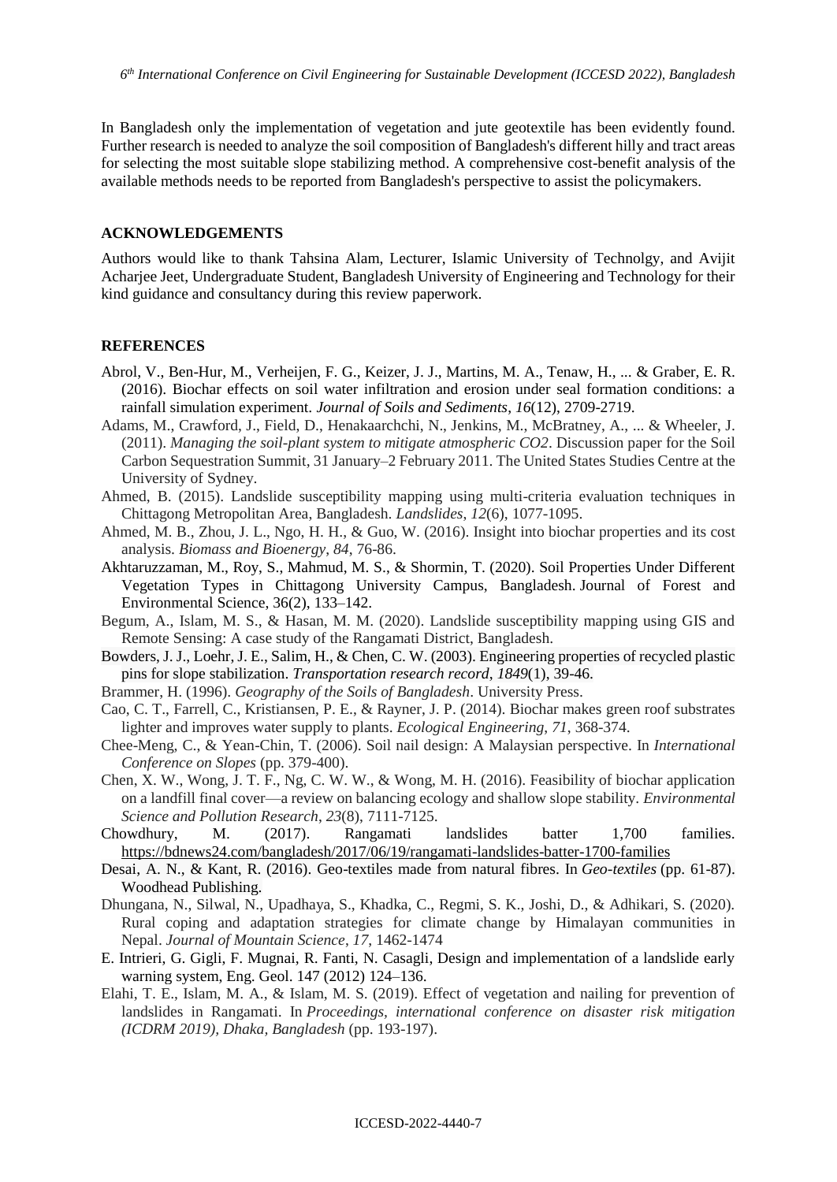In Bangladesh only the implementation of vegetation and jute geotextile has been evidently found. Further research is needed to analyze the soil composition of Bangladesh's different hilly and tract areas for selecting the most suitable slope stabilizing method. A comprehensive cost-benefit analysis of the available methods needs to be reported from Bangladesh's perspective to assist the policymakers.

## ACKNOWLEDGEMENTS

Authors would like to thank Tahsina Alam, Lecturer, Islamic University of Technolgy, and Avijit Acharjee Jeet, Undergraduate Student, Bangladesh University of Engineering and Technology for their kind guidance and consultancy during this review paperwork.

## REFERENCES

Abrol, V., Ben-Hur, M., Verheijen, F. G., Keizer, J. J., Martins, M. A., Tenaw, H., ... & Graber, E. R. (2016). Biochar effects on soil water infiltration and erosion under seal formation conditions: a rainfall simulation experiment. *Journal of Soils and Sediments*, *16*(12), 2709-2719.

Adams, M., Crawford, J., Field, D., Henakaarchchi, N., Jenkins, M., McBratney, A., ... & Wheeler, J. (2011). *Managing the soil-plant system to mitigate atmospheric CO2*. Discussion paper for the Soil Carbon Sequestration Summit, 31 January–2 February 2011. The United States Studies Centre at the University of Sydney.

Ahmed, B. (2015). Landslide susceptibility mapping using multi-criteria evaluation techniques in Chittagong Metropolitan Area, Bangladesh. *Landslides*, *12*(6), 1077-1095.

Ahmed, M. B., Zhou, J. L., Ngo, H. H., & Guo, W. (2016). Insight into biochar properties and its cost analysis. *Biomass and Bioenergy*, *84*, 76-86.

Akhtaruzzaman, M., Roy, S., Mahmud, M. S., & Shormin, T. (2020). Soil Properties Under Different Vegetation Types in Chittagong University Campus, Bangladesh. Journal of Forest and Environmental Science, 36(2), 133–142.

Begum, A., Islam, M. S., & Hasan, M. M. (2020). Landslide susceptibility mapping using GIS and Remote Sensing: A case study of the Rangamati District, Bangladesh.

Bowders, J. J., Loehr, J. E., Salim, H., & Chen, C. W. (2003). Engineering properties of recycled plastic pins for slope stabilization. *Transportation research record*, *1849*(1), 39-46.

Brammer, H. (1996). *Geography of the Soils of Bangladesh*. University Press.

Cao, C. T., Farrell, C., Kristiansen, P. E., & Rayner, J. P. (2014). Biochar makes green roof substrates lighter and improves water supply to plants. *Ecological Engineering*, *71*, 368-374.

Chee-Meng, C., & Yean-Chin, T. (2006). Soil nail design: A Malaysian perspective. In *International Conference on Slopes* (pp. 379-400).

Chen, X. W., Wong, J. T. F., Ng, C. W. W., & Wong, M. H. (2016). Feasibility of biochar application on a landfill final cover—a review on balancing ecology and shallow slope stability. *Environmental Science and Pollution Research*, *23*(8), 7111-7125.

Chowdhury, M. (2017). Rangamati landslides batter 1,700 families. https://bdnews24.com/bangladesh/2017/06/19/rangamati-landslides-batter-1700-families

Desai, A. N., & Kant, R. (2016). Geo-textiles made from natural fibres. In *Geo-textiles* (pp. 61-87). Woodhead Publishing.

Dhungana, N., Silwal, N., Upadhaya, S., Khadka, C., Regmi, S. K., Joshi, D., & Adhikari, S. (2020). Rural coping and adaptation strategies for climate change by Himalayan communities in Nepal. *Journal of Mountain Science*, *17*, 1462-1474

E. Intrieri, G. Gigli, F. Mugnai, R. Fanti, N. Casagli, Design and implementation of a landslide early warning system, Eng. Geol. 147 (2012) 124–136.

Elahi, T. E., Islam, M. A., & Islam, M. S. (2019). Effect of vegetation and nailing for prevention of landslides in Rangamati. In *Proceedings, international conference on disaster risk mitigation (ICDRM 2019), Dhaka, Bangladesh* (pp. 193-197).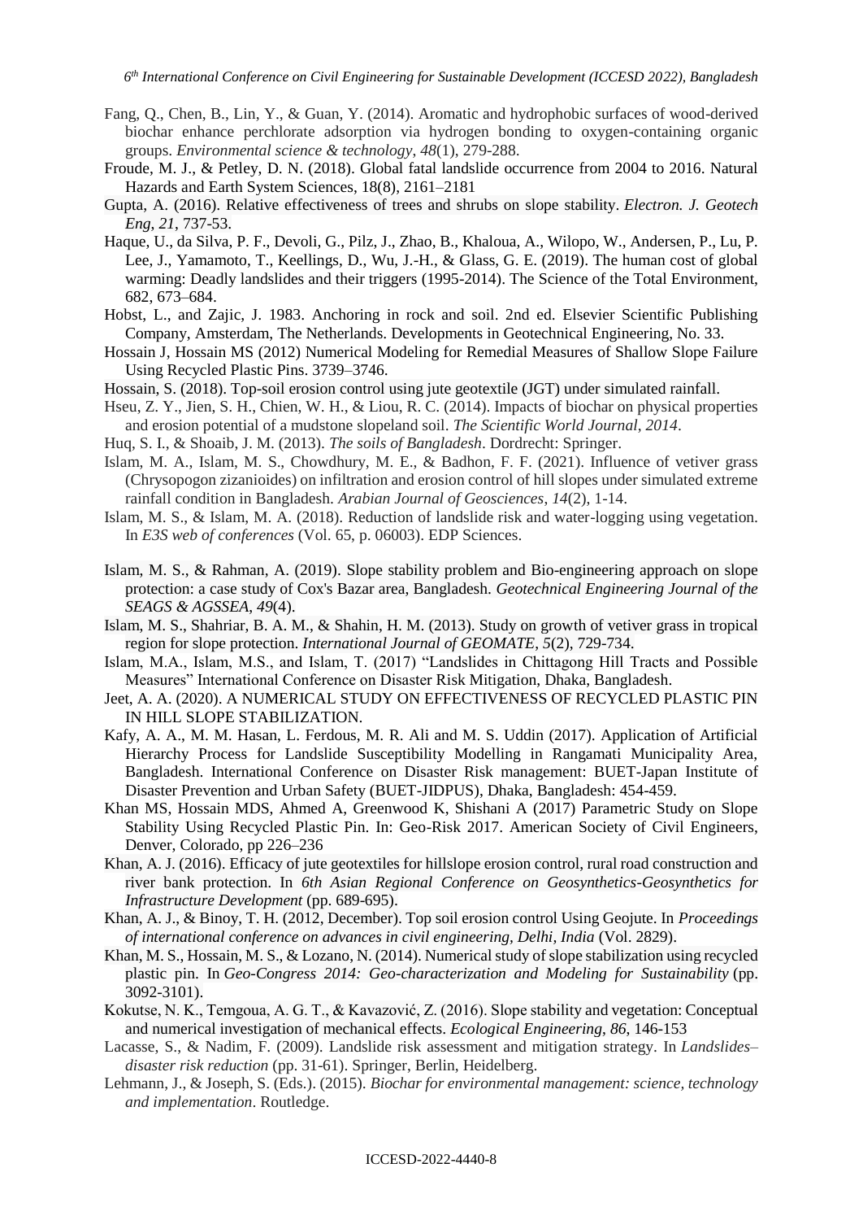Fang, Q., Chen, B., Lin, Y., & Guan, Y. (2014). Aromatic and hydrophobic surfaces of wood-derived biochar enhance perchlorate adsorption via hydrogen bonding to oxygen-containing organic groups. *Environmental science & technology*, *48*(1), 279-288.

Froude, M. J., & Petley, D. N. (2018). Global fatal landslide occurrence from 2004 to 2016. Natural Hazards and Earth System Sciences, 18(8), 2161–2181

Gupta, A. (2016). Relative effectiveness of trees and shrubs on slope stability. *Electron. J. Geotech Eng*, *21*, 737-53.

Haque, U., da Silva, P. F., Devoli, G., Pilz, J., Zhao, B., Khaloua, A., Wilopo, W., Andersen, P., Lu, P. Lee, J., Yamamoto, T., Keellings, D., Wu, J.-H., & Glass, G. E. (2019). The human cost of global warming: Deadly landslides and their triggers (1995-2014). The Science of the Total Environment, 682, 673–684.

Hobst, L., and Zajic, J. 1983. Anchoring in rock and soil. 2nd ed. Elsevier Scientific Publishing Company, Amsterdam, The Netherlands. Developments in Geotechnical Engineering, No. 33.

Hossain J, Hossain MS (2012) Numerical Modeling for Remedial Measures of Shallow Slope Failure Using Recycled Plastic Pins. 3739–3746.

Hossain, S. (2018). Top-soil erosion control using jute geotextile (JGT) under simulated rainfall.

Hseu, Z. Y., Jien, S. H., Chien, W. H., & Liou, R. C. (2014). Impacts of biochar on physical properties and erosion potential of a mudstone slopeland soil. *The Scientific World Journal*, *2014*.

Huq, S. I., & Shoaib, J. M. (2013). *The soils of Bangladesh*. Dordrecht: Springer.

Islam, M. A., Islam, M. S., Chowdhury, M. E., & Badhon, F. F. (2021). Influence of vetiver grass (Chrysopogon zizanioides) on infiltration and erosion control of hill slopes under simulated extreme rainfall condition in Bangladesh. *Arabian Journal of Geosciences*, *14*(2), 1-14.

Islam, M. S., & Islam, M. A. (2018). Reduction of landslide risk and water-logging using vegetation. In *E3S web of conferences* (Vol. 65, p. 06003). EDP Sciences.

Islam, M. S., & Rahman, A. (2019). Slope stability problem and Bio-engineering approach on slope protection: a case study of Cox's Bazar area, Bangladesh. *Geotechnical Engineering Journal of the SEAGS & AGSSEA*, *49*(4).

Islam, M. S., Shahriar, B. A. M., & Shahin, H. M. (2013). Study on growth of vetiver grass in tropical region for slope protection. *International Journal of GEOMATE*, *5*(2), 729-734.

Islam, M.A., Islam, M.S., and Islam, T. (2017) "Landslides in Chittagong Hill Tracts and Possible Measures" International Conference on Disaster Risk Mitigation, Dhaka, Bangladesh.

Jeet, A. A. (2020). A NUMERICAL STUDY ON EFFECTIVENESS OF RECYCLED PLASTIC PIN IN HILL SLOPE STABILIZATION.

Kafy, A. A., M. M. Hasan, L. Ferdous, M. R. Ali and M. S. Uddin (2017). Application of Artificial Hierarchy Process for Landslide Susceptibility Modelling in Rangamati Municipality Area, Bangladesh. International Conference on Disaster Risk management: BUET-Japan Institute of Disaster Prevention and Urban Safety (BUET-JIDPUS), Dhaka, Bangladesh: 454-459.

Khan MS, Hossain MDS, Ahmed A, Greenwood K, Shishani A (2017) Parametric Study on Slope Stability Using Recycled Plastic Pin. In: Geo-Risk 2017. American Society of Civil Engineers, Denver, Colorado, pp 226–236

Khan, A. J. (2016). Efficacy of jute geotextiles for hillslope erosion control, rural road construction and river bank protection. In *6th Asian Regional Conference on Geosynthetics-Geosynthetics for Infrastructure Development* (pp. 689-695).

Khan, A. J., & Binoy, T. H. (2012, December). Top soil erosion control Using Geojute. In *Proceedings of international conference on advances in civil engineering, Delhi, India* (Vol. 2829).

Khan, M. S., Hossain, M. S., & Lozano, N. (2014). Numerical study of slope stabilization using recycled plastic pin. In *Geo-Congress 2014: Geo-characterization and Modeling for Sustainability* (pp. 3092-3101).

Kokutse, N. K., Temgoua, A. G. T., & Kavazović, Z. (2016). Slope stability and vegetation: Conceptual and numerical investigation of mechanical effects. *Ecological Engineering*, *86*, 146-153

Lacasse, S., & Nadim, F. (2009). Landslide risk assessment and mitigation strategy. In *Landslides–disaster risk reduction* (pp. 31-61). Springer, Berlin, Heidelberg.

Lehmann, J., & Joseph, S. (Eds.). (2015). *Biochar for environmental management: science, technology and implementation*. Routledge.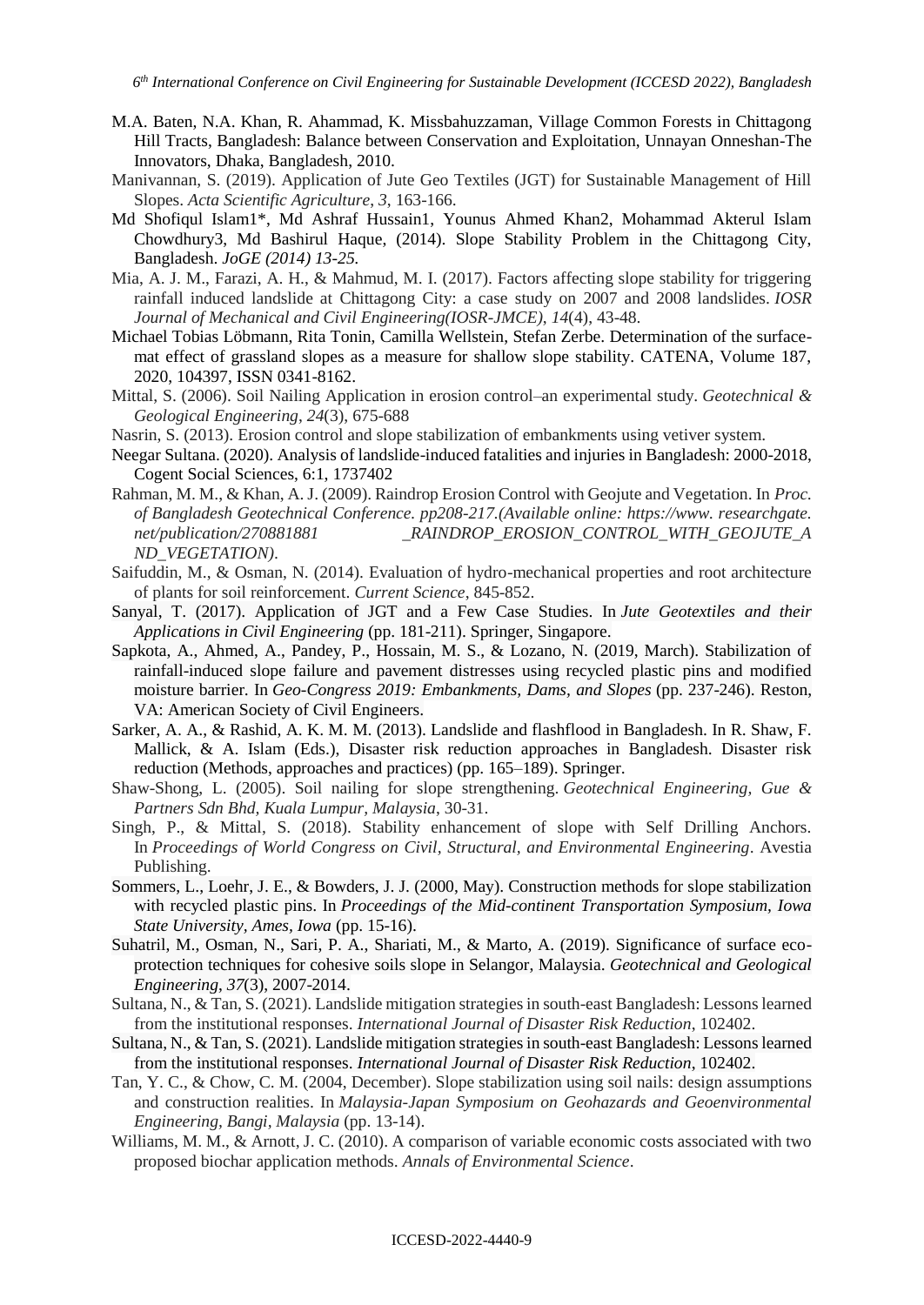M.A. Baten, N.A. Khan, R. Ahammad, K. Missbahuzzaman, Village Common Forests in Chittagong Hill Tracts, Bangladesh: Balance between Conservation and Exploitation, Unnayan Onneshan-The Innovators, Dhaka, Bangladesh, 2010.

Manivannan, S. (2019). Application of Jute Geo Textiles (JGT) for Sustainable Management of Hill Slopes. *Acta Scientific Agriculture*, *3*, 163-166.

Md Shofiqul Islam1*, Md Ashraf Hussain1, Younus Ahmed Khan2, Mohammad Akterul Islam Chowdhury3, Md Bashirul Haque, (2014). Slope Stability Problem in the Chittagong City, Bangladesh. *JoGE (2014) 13-25.*

Mia, A. J. M., Farazi, A. H., & Mahmud, M. I. (2017). Factors affecting slope stability for triggering rainfall induced landslide at Chittagong City: a case study on 2007 and 2008 landslides. *IOSR Journal of Mechanical and Civil Engineering(IOSR-JMCE)*, *14*(4), 43-48.

Michael Tobias Löbmann, Rita Tonin, Camilla Wellstein, Stefan Zerbe. Determination of the surface-mat effect of grassland slopes as a measure for shallow slope stability. CATENA, Volume 187, 2020, 104397, ISSN 0341-8162.

Mittal, S. (2006). Soil Nailing Application in erosion control–an experimental study. *Geotechnical & Geological Engineering*, *24*(3), 675-688

Nasrin, S. (2013). Erosion control and slope stabilization of embankments using vetiver system.

Neegar Sultana. (2020). Analysis of landslide-induced fatalities and injuries in Bangladesh: 2000-2018, Cogent Social Sciences, 6:1, 1737402

Rahman, M. M., & Khan, A. J. (2009). Raindrop Erosion Control with Geojute and Vegetation. In *Proc. of Bangladesh Geotechnical Conference. pp208-217.(Available online: https://www. researchgate. net/publication/270881881 _RAINDROP_EROSION_CONTROL_WITH_GEOJUTE_AND_VEGETATION)*.

Saifuddin, M., & Osman, N. (2014). Evaluation of hydro-mechanical properties and root architecture of plants for soil reinforcement. *Current Science*, 845-852.

Sanyal, T. (2017). Application of JGT and a Few Case Studies. In *Jute Geotextiles and their Applications in Civil Engineering* (pp. 181-211). Springer, Singapore.

Sapkota, A., Ahmed, A., Pandey, P., Hossain, M. S., & Lozano, N. (2019, March). Stabilization of rainfall-induced slope failure and pavement distresses using recycled plastic pins and modified moisture barrier. In *Geo-Congress 2019: Embankments, Dams, and Slopes* (pp. 237-246). Reston, VA: American Society of Civil Engineers.

Sarker, A. A., & Rashid, A. K. M. M. (2013). Landslide and flashflood in Bangladesh. In R. Shaw, F. Mallick, & A. Islam (Eds.), Disaster risk reduction approaches in Bangladesh. Disaster risk reduction (Methods, approaches and practices) (pp. 165–189). Springer.

Shaw-Shong, L. (2005). Soil nailing for slope strengthening. *Geotechnical Engineering, Gue & Partners Sdn Bhd, Kuala Lumpur, Malaysia*, 30-31.

Singh, P., & Mittal, S. (2018). Stability enhancement of slope with Self Drilling Anchors. In *Proceedings of World Congress on Civil, Structural, and Environmental Engineering*. Avestia Publishing.

Sommers, L., Loehr, J. E., & Bowders, J. J. (2000, May). Construction methods for slope stabilization with recycled plastic pins. In *Proceedings of the Mid-continent Transportation Symposium, Iowa State University, Ames, Iowa* (pp. 15-16).

Suhatril, M., Osman, N., Sari, P. A., Shariati, M., & Marto, A. (2019). Significance of surface eco-protection techniques for cohesive soils slope in Selangor, Malaysia. *Geotechnical and Geological Engineering*, *37*(3), 2007-2014.

Sultana, N., & Tan, S. (2021). Landslide mitigation strategies in south-east Bangladesh: Lessons learned from the institutional responses. *International Journal of Disaster Risk Reduction*, 102402.

Sultana, N., & Tan, S. (2021). Landslide mitigation strategies in south-east Bangladesh: Lessons learned from the institutional responses. *International Journal of Disaster Risk Reduction*, 102402.

Tan, Y. C., & Chow, C. M. (2004, December). Slope stabilization using soil nails: design assumptions and construction realities. In *Malaysia-Japan Symposium on Geohazards and Geoenvironmental Engineering, Bangi, Malaysia* (pp. 13-14).

Williams, M. M., & Arnott, J. C. (2010). A comparison of variable economic costs associated with two proposed biochar application methods. *Annals of Environmental Science*.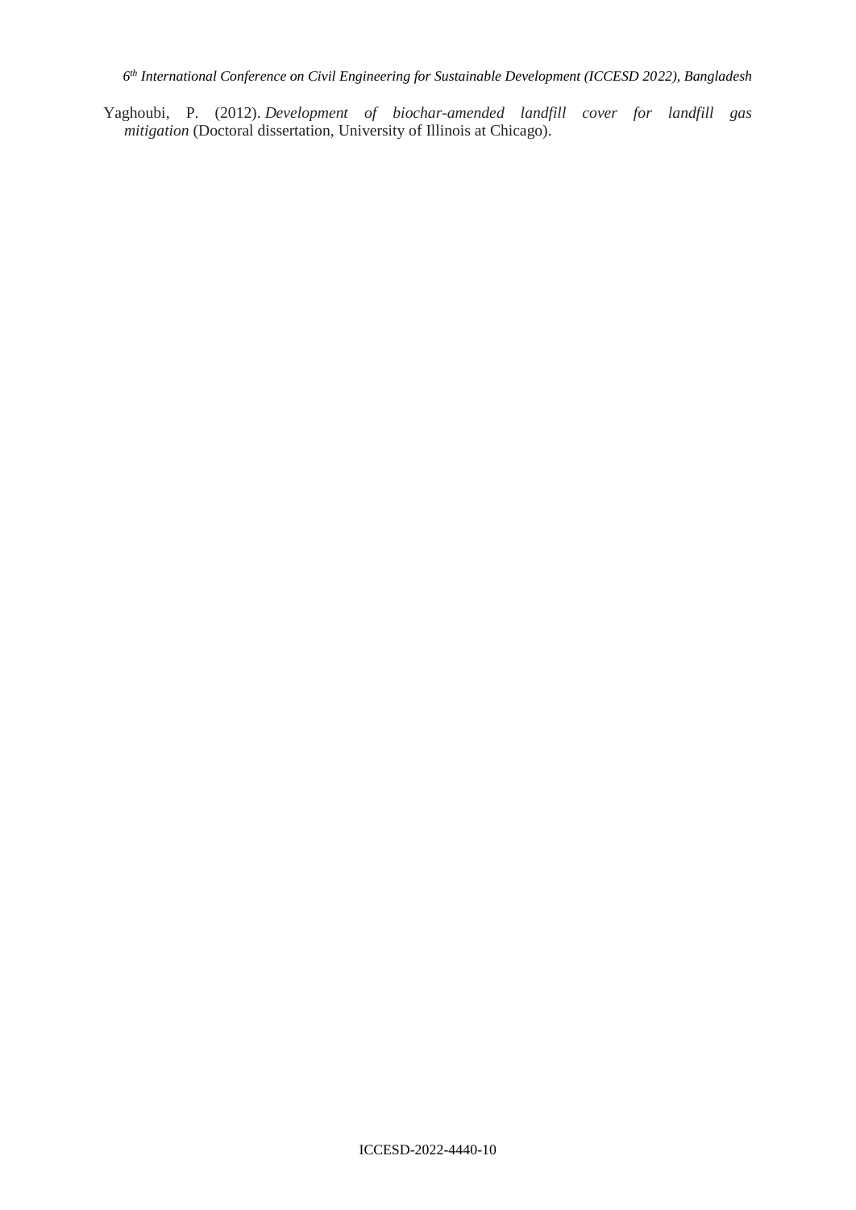Yaghoubi, P. (2012). *Development of biochar-amended landfill cover for landfill gas mitigation* (Doctoral dissertation, University of Illinois at Chicago).